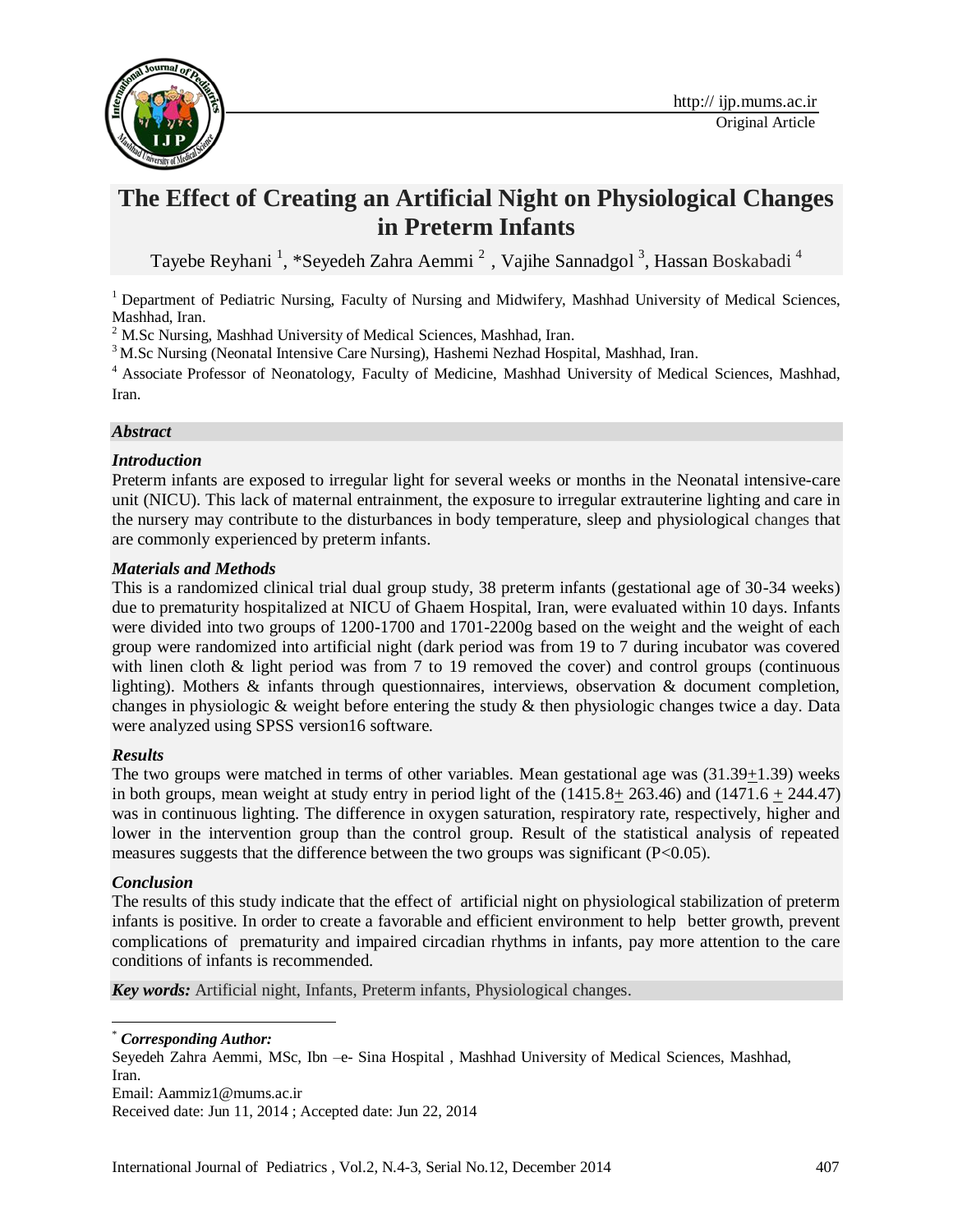Original Article

# The Effect of Creating an Artificial Night on Physiological Changes in Preterm Infants

Tayebe Reyhani [1], *Seyedeh Zahra Aemmi [2], Vajihe Sannadgol [3], Hassan Boskabadi [4]

[1] Department of Pediatric Nursing, Faculty of Nursing and Midwifery, Mashhad University of Medical Sciences, Mashhad, Iran.

[2] M.Sc Nursing, Mashhad University of Medical Sciences, Mashhad, Iran.

[3] M.Sc Nursing (Neonatal Intensive Care Nursing), Hashemi Nezhad Hospital, Mashhad, Iran.

[4] Associate Professor of Neonatology, Faculty of Medicine, Mashhad University of Medical Sciences, Mashhad, Iran.

## *Abstract*

### *Introduction*

Preterm infants are exposed to irregular light for several weeks or months in the Neonatal intensive-care unit (NICU). This lack of maternal entrainment, the exposure to irregular extrauterine lighting and care in the nursery may contribute to the disturbances in body temperature, sleep and physiological changes that are commonly experienced by preterm infants.

### *Materials and Methods*

This is a randomized clinical trial dual group study, 38 preterm infants (gestational age of 30-34 weeks) due to prematurity hospitalized at NICU of Ghaem Hospital, Iran, were evaluated within 10 days. Infants were divided into two groups of 1200-1700 and 1701-2200g based on the weight and the weight of each group were randomized into artificial night (dark period was from 19 to 7 during incubator was covered with linen cloth & light period was from 7 to 19 removed the cover) and control groups (continuous lighting). Mothers & infants through questionnaires, interviews, observation & document completion, changes in physiologic & weight before entering the study & then physiologic changes twice a day. Data were analyzed using SPSS version16 software.

### *Results*

The two groups were matched in terms of other variables. Mean gestational age was (31.39$\pm$1.39) weeks in both groups, mean weight at study entry in period light of the (1415.8$\pm$ 263.46) and (1471.6 $\pm$ 244.47) was in continuous lighting. The difference in oxygen saturation, respiratory rate, respectively, higher and lower in the intervention group than the control group. Result of the statistical analysis of repeated measures suggests that the difference between the two groups was significant ($P<0.05$).

### *Conclusion*

The results of this study indicate that the effect of artificial night on physiological stabilization of preterm infants is positive. In order to create a favorable and efficient environment to help better growth, prevent complications of prematurity and impaired circadian rhythms in infants, pay more attention to the care conditions of infants is recommended.

***Key words:*** Artificial night, Infants, Preterm infants, Physiological changes.

---

\* ***Corresponding Author:***

Seyedeh Zahra Aemmi, MSc, Ibn –e- Sina Hospital , Mashhad University of Medical Sciences, Mashhad, Iran.

Email: Aammiz1@mums.ac.ir

Received date: Jun 11, 2014 ; Accepted date: Jun 22, 2014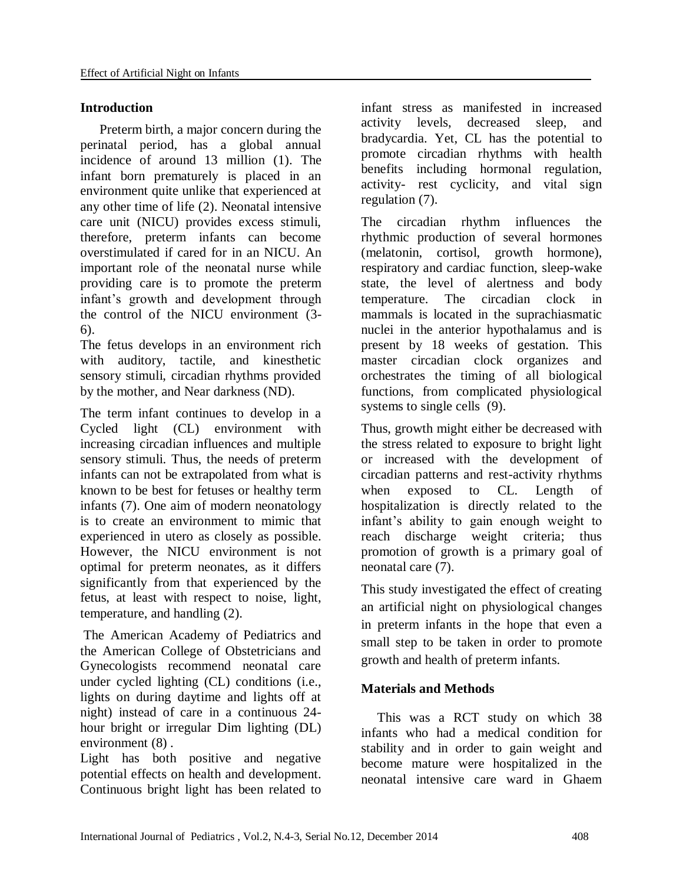## Introduction

Preterm birth, a major concern during the perinatal period, has a global annual incidence of around 13 million (1). The infant born prematurely is placed in an environment quite unlike that experienced at any other time of life (2). Neonatal intensive care unit (NICU) provides excess stimuli, therefore, preterm infants can become overstimulated if cared for in an NICU. An important role of the neonatal nurse while providing care is to promote the preterm infant's growth and development through the control of the NICU environment (3-6).

The fetus develops in an environment rich with auditory, tactile, and kinesthetic sensory stimuli, circadian rhythms provided by the mother, and Near darkness (ND).

The term infant continues to develop in a Cycled light (CL) environment with increasing circadian influences and multiple sensory stimuli. Thus, the needs of preterm infants can not be extrapolated from what is known to be best for fetuses or healthy term infants (7). One aim of modern neonatology is to create an environment to mimic that experienced in utero as closely as possible. However, the NICU environment is not optimal for preterm neonates, as it differs significantly from that experienced by the fetus, at least with respect to noise, light, temperature, and handling (2).

The American Academy of Pediatrics and the American College of Obstetricians and Gynecologists recommend neonatal care under cycled lighting (CL) conditions (i.e., lights on during daytime and lights off at night) instead of care in a continuous 24-hour bright or irregular Dim lighting (DL) environment (8) .

Light has both positive and negative potential effects on health and development. Continuous bright light has been related to infant stress as manifested in increased activity levels, decreased sleep, and bradycardia. Yet, CL has the potential to promote circadian rhythms with health benefits including hormonal regulation, activity- rest cyclicity, and vital sign regulation (7).

The circadian rhythm influences the rhythmic production of several hormones (melatonin, cortisol, growth hormone), respiratory and cardiac function, sleep-wake state, the level of alertness and body temperature. The circadian clock in mammals is located in the suprachiasmatic nuclei in the anterior hypothalamus and is present by 18 weeks of gestation. This master circadian clock organizes and orchestrates the timing of all biological functions, from complicated physiological systems to single cells (9).

Thus, growth might either be decreased with the stress related to exposure to bright light or increased with the development of circadian patterns and rest-activity rhythms when exposed to CL. Length of hospitalization is directly related to the infant's ability to gain enough weight to reach discharge weight criteria; thus promotion of growth is a primary goal of neonatal care (7).

This study investigated the effect of creating an artificial night on physiological changes in preterm infants in the hope that even a small step to be taken in order to promote growth and health of preterm infants.

## Materials and Methods

This was a RCT study on which 38 infants who had a medical condition for stability and in order to gain weight and become mature were hospitalized in the neonatal intensive care ward in Ghaem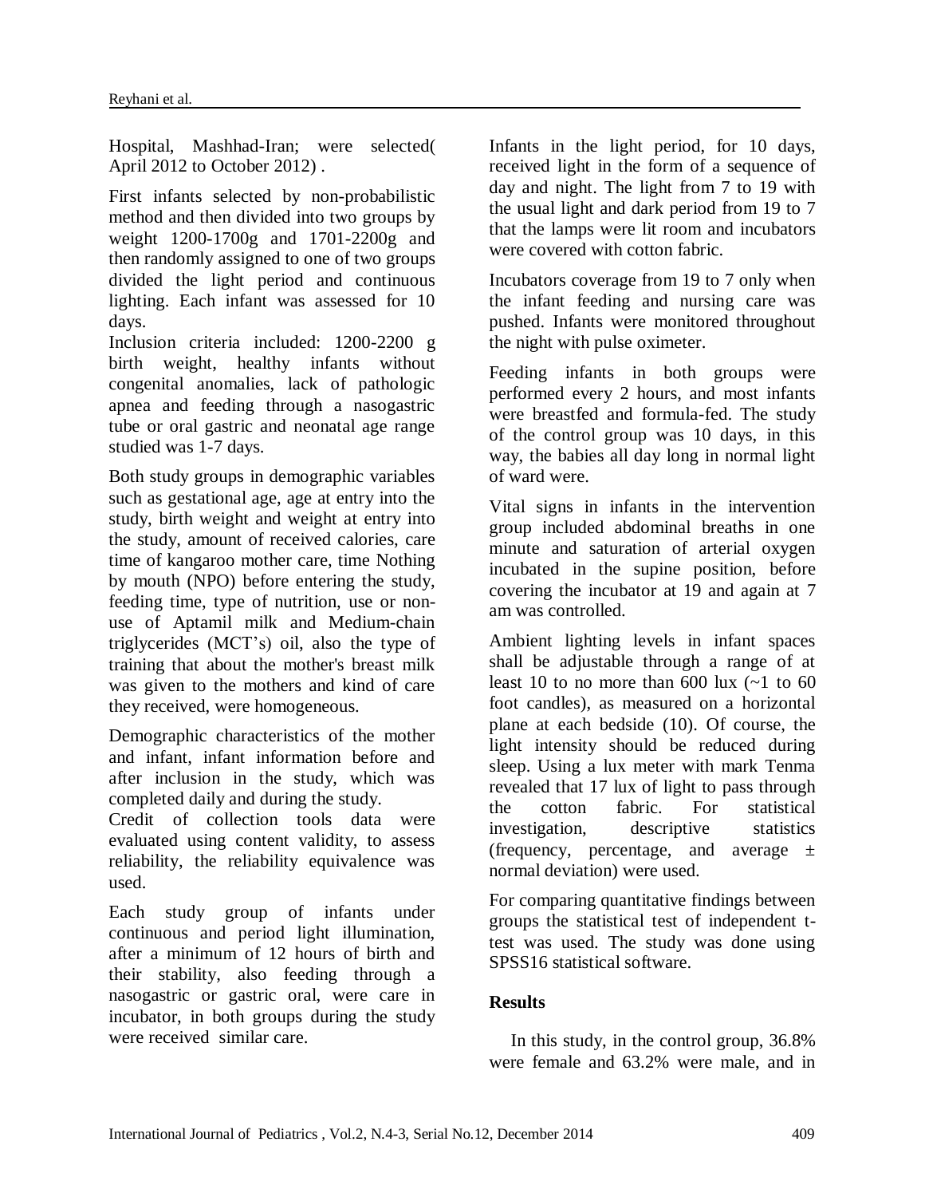Hospital, Mashhad-Iran; were selected( April 2012 to October 2012) .

First infants selected by non-probabilistic method and then divided into two groups by weight 1200-1700g and 1701-2200g and then randomly assigned to one of two groups divided the light period and continuous lighting. Each infant was assessed for 10 days.

Inclusion criteria included: 1200-2200 g birth weight, healthy infants without congenital anomalies, lack of pathologic apnea and feeding through a nasogastric tube or oral gastric and neonatal age range studied was 1-7 days.

Both study groups in demographic variables such as gestational age, age at entry into the study, birth weight and weight at entry into the study, amount of received calories, care time of kangaroo mother care, time Nothing by mouth (NPO) before entering the study, feeding time, type of nutrition, use or non-use of Aptamil milk and Medium-chain triglycerides (MCT's) oil, also the type of training that about the mother's breast milk was given to the mothers and kind of care they received, were homogeneous.

Demographic characteristics of the mother and infant, infant information before and after inclusion in the study, which was completed daily and during the study.

Credit of collection tools data were evaluated using content validity, to assess reliability, the reliability equivalence was used.

Each study group of infants under continuous and period light illumination, after a minimum of 12 hours of birth and their stability, also feeding through a nasogastric or gastric oral, were care in incubator, in both groups during the study were received similar care.

Infants in the light period, for 10 days, received light in the form of a sequence of day and night. The light from 7 to 19 with the usual light and dark period from 19 to 7 that the lamps were lit room and incubators were covered with cotton fabric.

Incubators coverage from 19 to 7 only when the infant feeding and nursing care was pushed. Infants were monitored throughout the night with pulse oximeter.

Feeding infants in both groups were performed every 2 hours, and most infants were breastfed and formula-fed. The study of the control group was 10 days, in this way, the babies all day long in normal light of ward were.

Vital signs in infants in the intervention group included abdominal breaths in one minute and saturation of arterial oxygen incubated in the supine position, before covering the incubator at 19 and again at 7 am was controlled.

Ambient lighting levels in infant spaces shall be adjustable through a range of at least 10 to no more than 600 lux (~1 to 60 foot candles), as measured on a horizontal plane at each bedside (10). Of course, the light intensity should be reduced during sleep. Using a lux meter with mark Tenma revealed that 17 lux of light to pass through the cotton fabric. For statistical investigation, descriptive statistics (frequency, percentage, and average ± normal deviation) were used.

For comparing quantitative findings between groups the statistical test of independent t-test was used. The study was done using SPSS16 statistical software.

## Results

In this study, in the control group, 36.8% were female and 63.2% were male, and in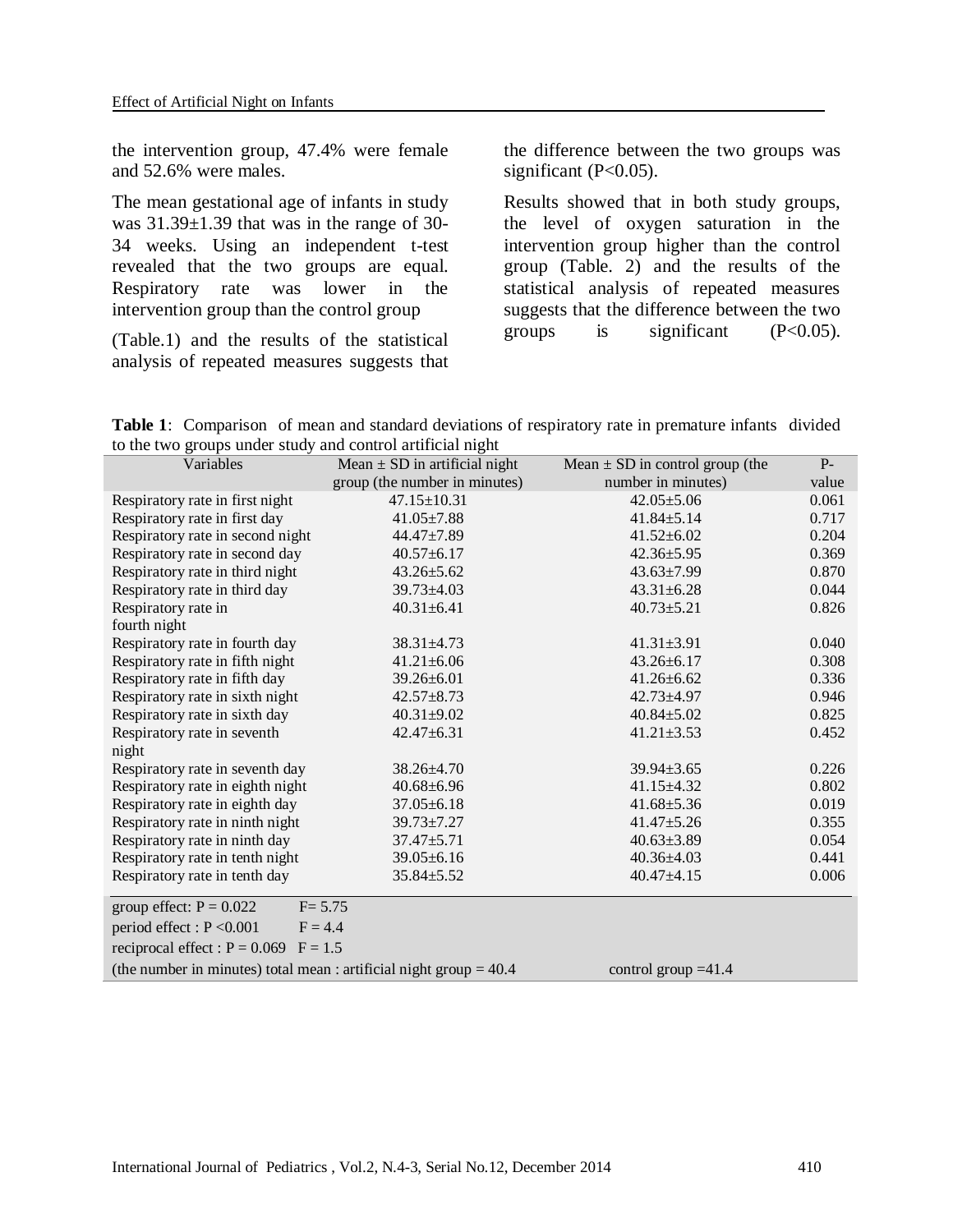the intervention group, 47.4% were female and 52.6% were males.

The mean gestational age of infants in study was 31.39±1.39 that was in the range of 30-34 weeks. Using an independent t-test revealed that the two groups are equal. Respiratory rate was lower in the intervention group than the control group

(Table.1) and the results of the statistical analysis of repeated measures suggests that the difference between the two groups was significant (P<0.05).

Results showed that in both study groups, the level of oxygen saturation in the intervention group higher than the control group (Table. 2) and the results of the statistical analysis of repeated measures suggests that the difference between the two groups is significant (P<0.05).

**Table 1**: Comparison of mean and standard deviations of respiratory rate in premature infants divided to the two groups under study and control artificial night

| Variables | Mean ± SD in artificial night group (the number in minutes) | Mean ± SD in control group (the number in minutes) | P-value |
|---|---|---|---|
| Respiratory rate in first night | 47.15±10.31 | 42.05±5.06 | 0.061 |
| Respiratory rate in first day | 41.05±7.88 | 41.84±5.14 | 0.717 |
| Respiratory rate in second night | 44.47±7.89 | 41.52±6.02 | 0.204 |
| Respiratory rate in second day | 40.57±6.17 | 42.36±5.95 | 0.369 |
| Respiratory rate in third night | 43.26±5.62 | 43.63±7.99 | 0.870 |
| Respiratory rate in third day | 39.73±4.03 | 43.31±6.28 | 0.044 |
| Respiratory rate in fourth night | 40.31±6.41 | 40.73±5.21 | 0.826 |
| Respiratory rate in fourth day | 38.31±4.73 | 41.31±3.91 | 0.040 |
| Respiratory rate in fifth night | 41.21±6.06 | 43.26±6.17 | 0.308 |
| Respiratory rate in fifth day | 39.26±6.01 | 41.26±6.62 | 0.336 |
| Respiratory rate in sixth night | 42.57±8.73 | 42.73±4.97 | 0.946 |
| Respiratory rate in sixth day | 40.31±9.02 | 40.84±5.02 | 0.825 |
| Respiratory rate in seventh night | 42.47±6.31 | 41.21±3.53 | 0.452 |
| Respiratory rate in seventh day | 38.26±4.70 | 39.94±3.65 | 0.226 |
| Respiratory rate in eighth night | 40.68±6.96 | 41.15±4.32 | 0.802 |
| Respiratory rate in eighth day | 37.05±6.18 | 41.68±5.36 | 0.019 |
| Respiratory rate in ninth night | 39.73±7.27 | 41.47±5.26 | 0.355 |
| Respiratory rate in ninth day | 37.47±5.71 | 40.63±3.89 | 0.054 |
| Respiratory rate in tenth night | 39.05±6.16 | 40.36±4.03 | 0.441 |
| Respiratory rate in tenth day | 35.84±5.52 | 40.47±4.15 | 0.006 |
| group effect: P = 0.022 F= 5.75 | | | |
| period effect : P <0.001 F = 4.4 | | | |
| reciprocal effect : P = 0.069 F = 1.5 | | | |
| (the number in minutes) total mean : artificial night group = 40.4 | | control group =41.4 | |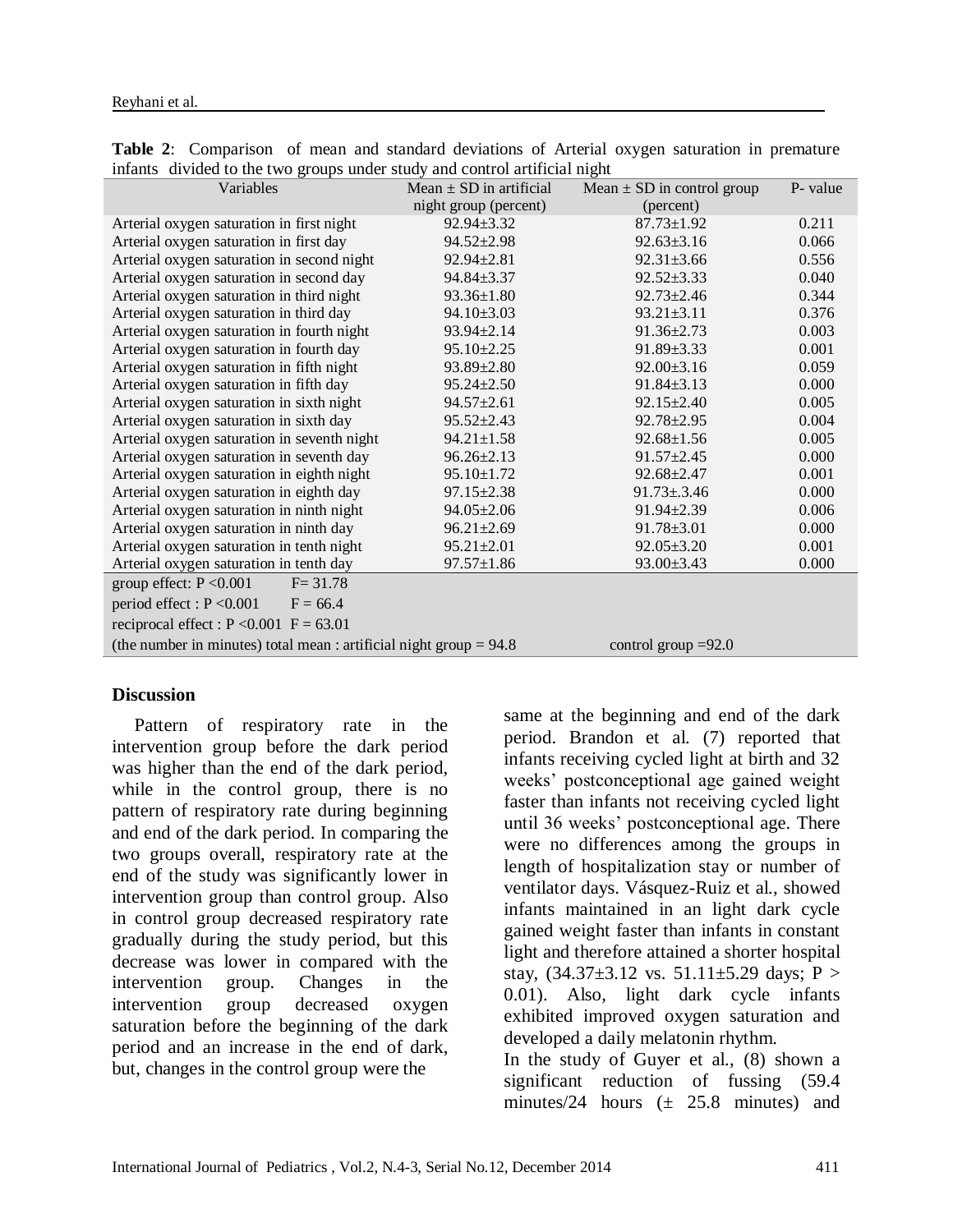**Table 2**: Comparison of mean and standard deviations of Arterial oxygen saturation in premature infants divided to the two groups under study and control artificial night

| Variables | Mean ± SD in artificial night group (percent) | Mean ± SD in control group (percent) | P- value |
|---|---|---|---|
| Arterial oxygen saturation in first night | 92.94±3.32 | 87.73±1.92 | 0.211 |
| Arterial oxygen saturation in first day | 94.52±2.98 | 92.63±3.16 | 0.066 |
| Arterial oxygen saturation in second night | 92.94±2.81 | 92.31±3.66 | 0.556 |
| Arterial oxygen saturation in second day | 94.84±3.37 | 92.52±3.33 | 0.040 |
| Arterial oxygen saturation in third night | 93.36±1.80 | 92.73±2.46 | 0.344 |
| Arterial oxygen saturation in third day | 94.10±3.03 | 93.21±3.11 | 0.376 |
| Arterial oxygen saturation in fourth night | 93.94±2.14 | 91.36±2.73 | 0.003 |
| Arterial oxygen saturation in fourth day | 95.10±2.25 | 91.89±3.33 | 0.001 |
| Arterial oxygen saturation in fifth night | 93.89±2.80 | 92.00±3.16 | 0.059 |
| Arterial oxygen saturation in fifth day | 95.24±2.50 | 91.84±3.13 | 0.000 |
| Arterial oxygen saturation in sixth night | 94.57±2.61 | 92.15±2.40 | 0.005 |
| Arterial oxygen saturation in sixth day | 95.52±2.43 | 92.78±2.95 | 0.004 |
| Arterial oxygen saturation in seventh night | 94.21±1.58 | 92.68±1.56 | 0.005 |
| Arterial oxygen saturation in seventh day | 96.26±2.13 | 91.57±2.45 | 0.000 |
| Arterial oxygen saturation in eighth night | 95.10±1.72 | 92.68±2.47 | 0.001 |
| Arterial oxygen saturation in eighth day | 97.15±2.38 | 91.73±.3.46 | 0.000 |
| Arterial oxygen saturation in ninth night | 94.05±2.06 | 91.94±2.39 | 0.006 |
| Arterial oxygen saturation in ninth day | 96.21±2.69 | 91.78±3.01 | 0.000 |
| Arterial oxygen saturation in tenth night | 95.21±2.01 | 92.05±3.20 | 0.001 |
| Arterial oxygen saturation in tenth day | 97.57±1.86 | 93.00±3.43 | 0.000 |
| group effect: $P < 0.001$ $F = 31.78$ | | | |
| period effect : $P < 0.001$ $F = 66.4$ | | | |
| reciprocal effect : $P < 0.001$ $F = 63.01$ | | | |
| (the number in minutes) total mean : artificial night group = 94.8 | | control group =92.0 | |

## Discussion

Pattern of respiratory rate in the intervention group before the dark period was higher than the end of the dark period, while in the control group, there is no pattern of respiratory rate during beginning and end of the dark period. In comparing the two groups overall, respiratory rate at the end of the study was significantly lower in intervention group than control group. Also in control group decreased respiratory rate gradually during the study period, but this decrease was lower in compared with the intervention group. Changes in the intervention group decreased oxygen saturation before the beginning of the dark period and an increase in the end of dark, but, changes in the control group were the same at the beginning and end of the dark period. Brandon et al. (7) reported that infants receiving cycled light at birth and 32 weeks' postconceptional age gained weight faster than infants not receiving cycled light until 36 weeks' postconceptional age. There were no differences among the groups in length of hospitalization stay or number of ventilator days. Vásquez-Ruiz et al., showed infants maintained in an light dark cycle gained weight faster than infants in constant light and therefore attained a shorter hospital stay, (34.37±3.12 vs. 51.11±5.29 days; $P > 0.01$). Also, light dark cycle infants exhibited improved oxygen saturation and developed a daily melatonin rhythm.

In the study of Guyer et al., (8) shown a significant reduction of fussing (59.4 minutes/24 hours (± 25.8 minutes) and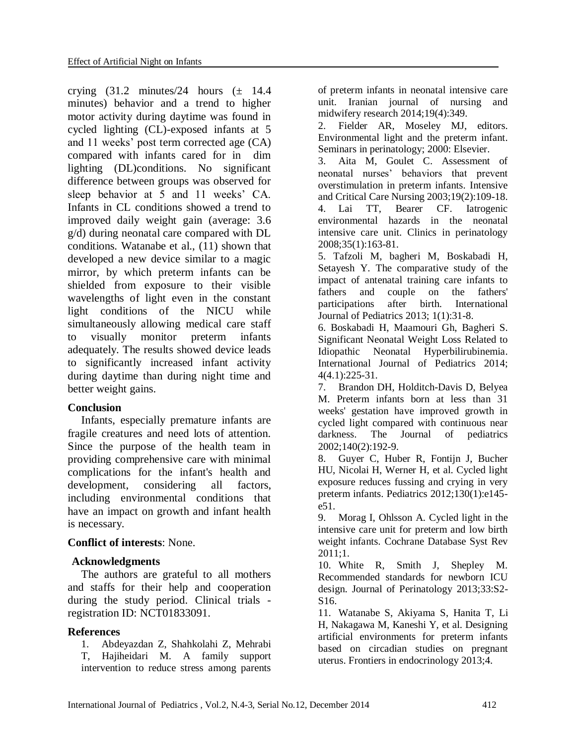crying (31.2 minutes/24 hours (± 14.4 minutes) behavior and a trend to higher motor activity during daytime was found in cycled lighting (CL)-exposed infants at 5 and 11 weeks' post term corrected age (CA) compared with infants cared for in dim lighting (DL)conditions. No significant difference between groups was observed for sleep behavior at 5 and 11 weeks' CA. Infants in CL conditions showed a trend to improved daily weight gain (average: 3.6 g/d) during neonatal care compared with DL conditions. Watanabe et al., (11) shown that developed a new device similar to a magic mirror, by which preterm infants can be shielded from exposure to their visible wavelengths of light even in the constant light conditions of the NICU while simultaneously allowing medical care staff to visually monitor preterm infants adequately. The results showed device leads to significantly increased infant activity during daytime than during night time and better weight gains.

## Conclusion

Infants, especially premature infants are fragile creatures and need lots of attention. Since the purpose of the health team in providing comprehensive care with minimal complications for the infant's health and development, considering all factors, including environmental conditions that have an impact on growth and infant health is necessary.

**Conflict of interests**: None.

## Acknowledgments

The authors are grateful to all mothers and staffs for their help and cooperation during the study period. Clinical trials - registration ID: NCT01833091.

## References

1. Abdeyazdan Z, Shahkolahi Z, Mehrabi T, Hajiheidari M. A family support intervention to reduce stress among parents of preterm infants in neonatal intensive care unit. Iranian journal of nursing and midwifery research 2014;19(4):349.
2. Fielder AR, Moseley MJ, editors. Environmental light and the preterm infant. Seminars in perinatology; 2000: Elsevier.
3. Aita M, Goulet C. Assessment of neonatal nurses' behaviors that prevent overstimulation in preterm infants. Intensive and Critical Care Nursing 2003;19(2):109-18.
4. Lai TT, Bearer CF. Iatrogenic environmental hazards in the neonatal intensive care unit. Clinics in perinatology 2008;35(1):163-81.
5. Tafzoli M, bagheri M, Boskabadi H, Setayesh Y. The comparative study of the impact of antenatal training care infants to fathers and couple on the fathers' participations after birth. International Journal of Pediatrics 2013; 1(1):31-8.
6. Boskabadi H, Maamouri Gh, Bagheri S. Significant Neonatal Weight Loss Related to Idiopathic Neonatal Hyperbilirubinemia. International Journal of Pediatrics 2014; 4(4.1):225-31.
7. Brandon DH, Holditch-Davis D, Belyea M. Preterm infants born at less than 31 weeks' gestation have improved growth in cycled light compared with continuous near darkness. The Journal of pediatrics 2002;140(2):192-9.
8. Guyer C, Huber R, Fontijn J, Bucher HU, Nicolai H, Werner H, et al. Cycled light exposure reduces fussing and crying in very preterm infants. Pediatrics 2012;130(1):e145-e51.
9. Morag I, Ohlsson A. Cycled light in the intensive care unit for preterm and low birth weight infants. Cochrane Database Syst Rev 2011;1.
10. White R, Smith J, Shepley M. Recommended standards for newborn ICU design. Journal of Perinatology 2013;33:S2-S16.
11. Watanabe S, Akiyama S, Hanita T, Li H, Nakagawa M, Kaneshi Y, et al. Designing artificial environments for preterm infants based on circadian studies on pregnant uterus. Frontiers in endocrinology 2013;4.